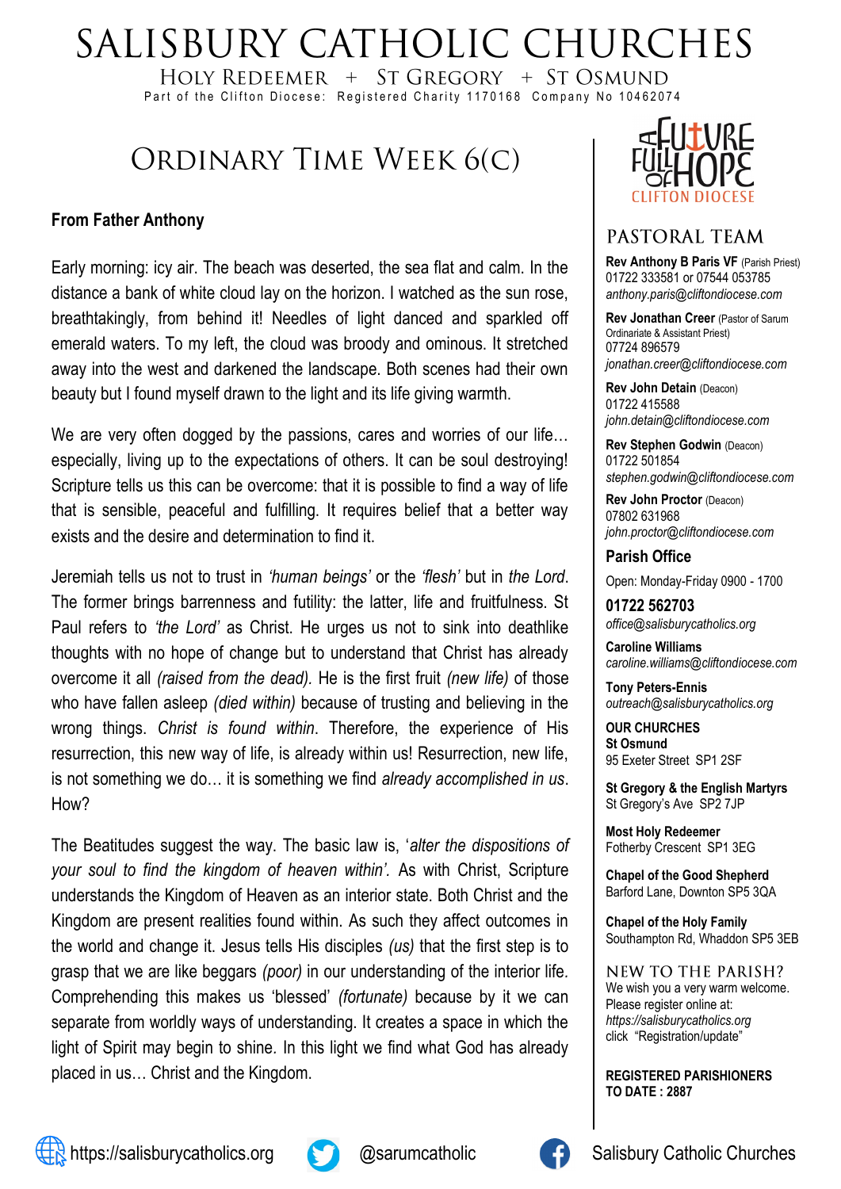# SALISBURY CATHOLIC CHURCHES

HOLY REDEEMER + ST GREGORY + ST OSMUND

Part of the Clifton Diocese: Registered Charity 1170168 Company No 10462074

## ORDINARY TIME WEEK 6(C)

### From Father Anthony

Early morning: icy air. The beach was deserted, the sea flat and calm. In the distance a bank of white cloud lay on the horizon. I watched as the sun rose, breathtakingly, from behind it! Needles of light danced and sparkled off emerald waters. To my left, the cloud was broody and ominous. It stretched away into the west and darkened the landscape. Both scenes had their own beauty but I found myself drawn to the light and its life giving warmth.

We are very often dogged by the passions, cares and worries of our life… especially, living up to the expectations of others. It can be soul destroying! Scripture tells us this can be overcome: that it is possible to find a way of life that is sensible, peaceful and fulfilling. It requires belief that a better way exists and the desire and determination to find it.

Jeremiah tells us not to trust in *'human beings'* or the *'flesh'* but in *the Lord*. The former brings barrenness and futility: the latter, life and fruitfulness. St Paul refers to *'the Lord'* as Christ. He urges us not to sink into deathlike thoughts with no hope of change but to understand that Christ has already overcome it all *(raised from the dead).* He is the first fruit *(new life)* of those who have fallen asleep *(died within)* because of trusting and believing in the wrong things. *Christ is found within*. Therefore, the experience of His resurrection, this new way of life, is already within us! Resurrection, new life, is not something we do… it is something we find *already accomplished in us*. How?

The Beatitudes suggest the way. The basic law is, '*alter the dispositions of your soul to find the kingdom of heaven within'.* As with Christ, Scripture understands the Kingdom of Heaven as an interior state. Both Christ and the Kingdom are present realities found within. As such they affect outcomes in the world and change it. Jesus tells His disciples *(us)* that the first step is to grasp that we are like beggars *(poor)* in our understanding of the interior life. Comprehending this makes us 'blessed' *(fortunate)* because by it we can separate from worldly ways of understanding. It creates a space in which the light of Spirit may begin to shine. In this light we find what God has already placed in us… Christ and the Kingdom.

A FUTURE FULL OF HOPE — CLIFTON DIOCESE

## PASTORAL TEAM

**Rev Anthony B Paris VF** (Parish Priest)
01722 333581 or 07544 053785
*anthony.paris@cliftondiocese.com*

**Rev Jonathan Creer** (Pastor of Sarum Ordinariate & Assistant Priest)
07724 896579
*jonathan.creer@cliftondiocese.com*

**Rev John Detain** (Deacon)
01722 415588
*john.detain@cliftondiocese.com*

**Rev Stephen Godwin** (Deacon)
01722 501854
*stephen.godwin@cliftondiocese.com*

**Rev John Proctor** (Deacon)
07802 631968
*john.proctor@cliftondiocese.com*

### Parish Office

Open: Monday-Friday 0900 - 1700

**01722 562703**
*office@salisburycatholics.org*

**Caroline Williams**
*caroline.williams@cliftondiocese.com*

**Tony Peters-Ennis**
*outreach@salisburycatholics.org*

**OUR CHURCHES**

**St Osmund**
95 Exeter Street SP1 2SF

**St Gregory & the English Martyrs**
St Gregory's Ave SP2 7JP

**Most Holy Redeemer**
Fotherby Crescent SP1 3EG

**Chapel of the Good Shepherd**
Barford Lane, Downton SP5 3QA

**Chapel of the Holy Family**
Southampton Rd, Whaddon SP5 3EB

### NEW TO THE PARISH?

We wish you a very warm welcome. Please register online at: *https://salisburycatholics.org* click "Registration/update"

**REGISTERED PARISHIONERS TO DATE : 2887**

https://salisburycatholics.org @sarumcatholic Salisbury Catholic Churches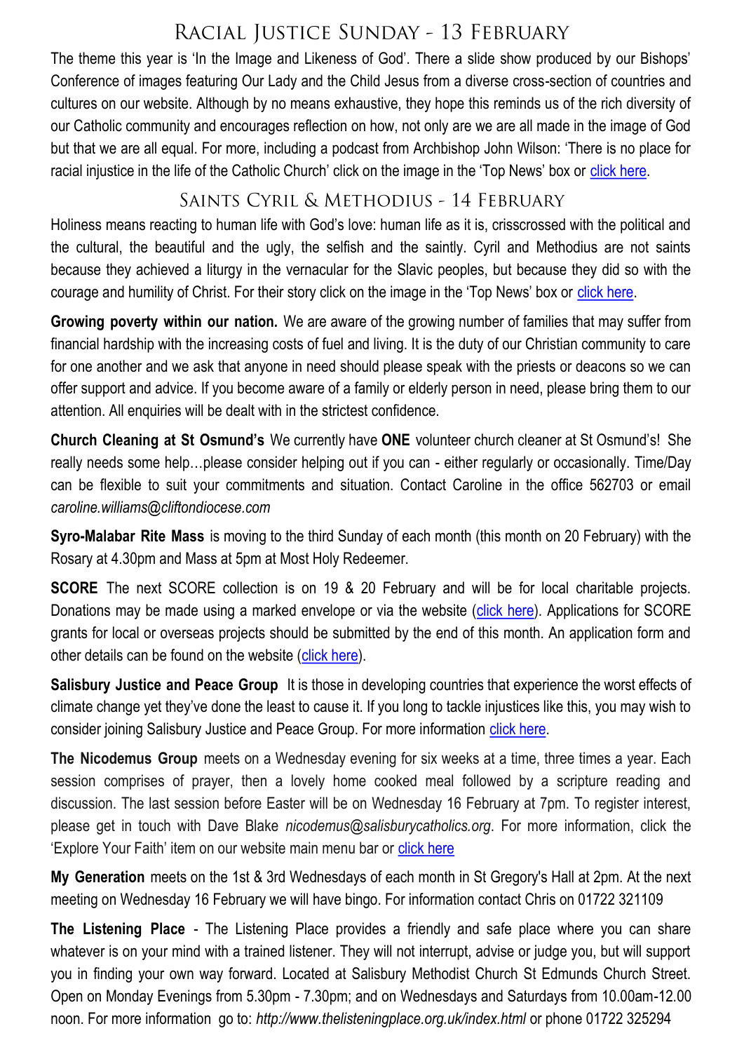## Racial Justice Sunday - 13 February

The theme this year is 'In the Image and Likeness of God'. There a slide show produced by our Bishops' Conference of images featuring Our Lady and the Child Jesus from a diverse cross-section of countries and cultures on our website. Although by no means exhaustive, they hope this reminds us of the rich diversity of our Catholic community and encourages reflection on how, not only are we are all made in the image of God but that we are all equal. For more, including a podcast from Archbishop John Wilson: 'There is no place for racial injustice in the life of the Catholic Church' click on the image in the 'Top News' box or click here.

## Saints Cyril & Methodius - 14 February

Holiness means reacting to human life with God's love: human life as it is, crisscrossed with the political and the cultural, the beautiful and the ugly, the selfish and the saintly. Cyril and Methodius are not saints because they achieved a liturgy in the vernacular for the Slavic peoples, but because they did so with the courage and humility of Christ. For their story click on the image in the 'Top News' box or click here.

**Growing poverty within our nation.** We are aware of the growing number of families that may suffer from financial hardship with the increasing costs of fuel and living. It is the duty of our Christian community to care for one another and we ask that anyone in need should please speak with the priests or deacons so we can offer support and advice. If you become aware of a family or elderly person in need, please bring them to our attention. All enquiries will be dealt with in the strictest confidence.

**Church Cleaning at St Osmund's** We currently have **ONE** volunteer church cleaner at St Osmund's! She really needs some help…please consider helping out if you can - either regularly or occasionally. Time/Day can be flexible to suit your commitments and situation. Contact Caroline in the office 562703 or email *caroline.williams@cliftondiocese.com*

**Syro-Malabar Rite Mass** is moving to the third Sunday of each month (this month on 20 February) with the Rosary at 4.30pm and Mass at 5pm at Most Holy Redeemer.

**SCORE** The next SCORE collection is on 19 & 20 February and will be for local charitable projects. Donations may be made using a marked envelope or via the website (click here). Applications for SCORE grants for local or overseas projects should be submitted by the end of this month. An application form and other details can be found on the website (click here).

**Salisbury Justice and Peace Group** It is those in developing countries that experience the worst effects of climate change yet they've done the least to cause it. If you long to tackle injustices like this, you may wish to consider joining Salisbury Justice and Peace Group. For more information click here.

**The Nicodemus Group** meets on a Wednesday evening for six weeks at a time, three times a year. Each session comprises of prayer, then a lovely home cooked meal followed by a scripture reading and discussion. The last session before Easter will be on Wednesday 16 February at 7pm. To register interest, please get in touch with Dave Blake *nicodemus@salisburycatholics.org*. For more information, click the 'Explore Your Faith' item on our website main menu bar or click here

**My Generation** meets on the 1st & 3rd Wednesdays of each month in St Gregory's Hall at 2pm. At the next meeting on Wednesday 16 February we will have bingo. For information contact Chris on 01722 321109

**The Listening Place** - The Listening Place provides a friendly and safe place where you can share whatever is on your mind with a trained listener. They will not interrupt, advise or judge you, but will support you in finding your own way forward. Located at Salisbury Methodist Church St Edmunds Church Street. Open on Monday Evenings from 5.30pm - 7.30pm; and on Wednesdays and Saturdays from 10.00am-12.00 noon. For more information go to: *http://www.thelisteningplace.org.uk/index.html* or phone 01722 325294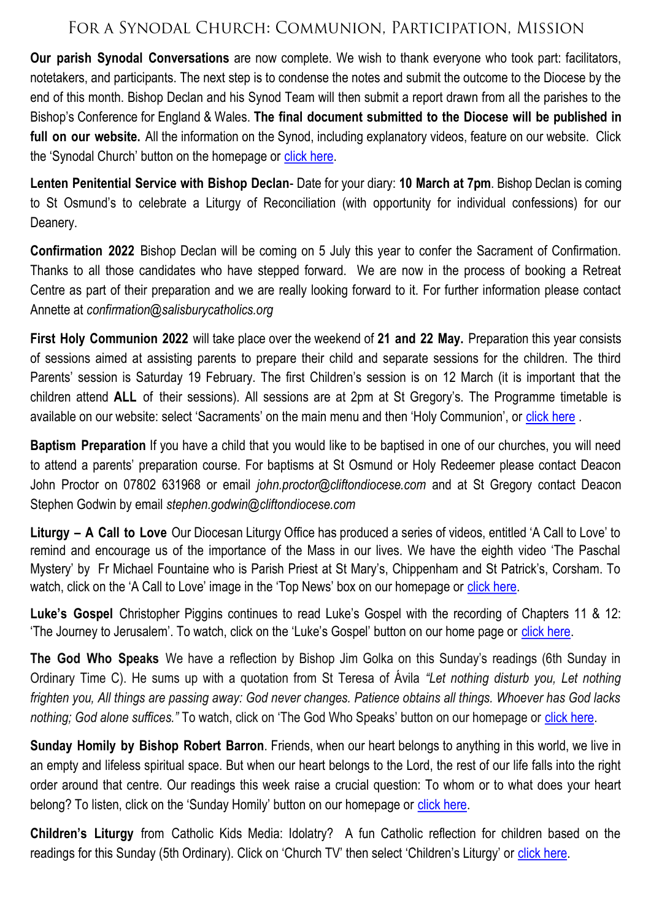# For a Synodal Church: Communion, Participation, Mission

**Our parish Synodal Conversations** are now complete. We wish to thank everyone who took part: facilitators, notetakers, and participants. The next step is to condense the notes and submit the outcome to the Diocese by the end of this month. Bishop Declan and his Synod Team will then submit a report drawn from all the parishes to the Bishop's Conference for England & Wales. **The final document submitted to the Diocese will be published in full on our website.** All the information on the Synod, including explanatory videos, feature on our website. Click the 'Synodal Church' button on the homepage or click here.

**Lenten Penitential Service with Bishop Declan**- Date for your diary: **10 March at 7pm**. Bishop Declan is coming to St Osmund's to celebrate a Liturgy of Reconciliation (with opportunity for individual confessions) for our Deanery.

**Confirmation 2022** Bishop Declan will be coming on 5 July this year to confer the Sacrament of Confirmation. Thanks to all those candidates who have stepped forward. We are now in the process of booking a Retreat Centre as part of their preparation and we are really looking forward to it. For further information please contact Annette at *confirmation@salisburycatholics.org*

**First Holy Communion 2022** will take place over the weekend of **21 and 22 May.** Preparation this year consists of sessions aimed at assisting parents to prepare their child and separate sessions for the children. The third Parents' session is Saturday 19 February. The first Children's session is on 12 March (it is important that the children attend **ALL** of their sessions). All sessions are at 2pm at St Gregory's. The Programme timetable is available on our website: select 'Sacraments' on the main menu and then 'Holy Communion', or click here .

**Baptism Preparation** If you have a child that you would like to be baptised in one of our churches, you will need to attend a parents' preparation course. For baptisms at St Osmund or Holy Redeemer please contact Deacon John Proctor on 07802 631968 or email *john.proctor@cliftondiocese.com* and at St Gregory contact Deacon Stephen Godwin by email *stephen.godwin@cliftondiocese.com*

**Liturgy – A Call to Love** Our Diocesan Liturgy Office has produced a series of videos, entitled 'A Call to Love' to remind and encourage us of the importance of the Mass in our lives. We have the eighth video 'The Paschal Mystery' by Fr Michael Fountaine who is Parish Priest at St Mary's, Chippenham and St Patrick's, Corsham. To watch, click on the 'A Call to Love' image in the 'Top News' box on our homepage or click here.

**Luke's Gospel** Christopher Piggins continues to read Luke's Gospel with the recording of Chapters 11 & 12: 'The Journey to Jerusalem'. To watch, click on the 'Luke's Gospel' button on our home page or click here.

**The God Who Speaks** We have a reflection by Bishop Jim Golka on this Sunday's readings (6th Sunday in Ordinary Time C). He sums up with a quotation from St Teresa of Ávila *"Let nothing disturb you, Let nothing frighten you, All things are passing away: God never changes. Patience obtains all things. Whoever has God lacks nothing; God alone suffices."* To watch, click on 'The God Who Speaks' button on our homepage or click here.

**Sunday Homily by Bishop Robert Barron**. Friends, when our heart belongs to anything in this world, we live in an empty and lifeless spiritual space. But when our heart belongs to the Lord, the rest of our life falls into the right order around that centre. Our readings this week raise a crucial question: To whom or to what does your heart belong? To listen, click on the 'Sunday Homily' button on our homepage or click here.

**Children's Liturgy** from Catholic Kids Media: Idolatry? A fun Catholic reflection for children based on the readings for this Sunday (5th Ordinary). Click on 'Church TV' then select 'Children's Liturgy' or click here.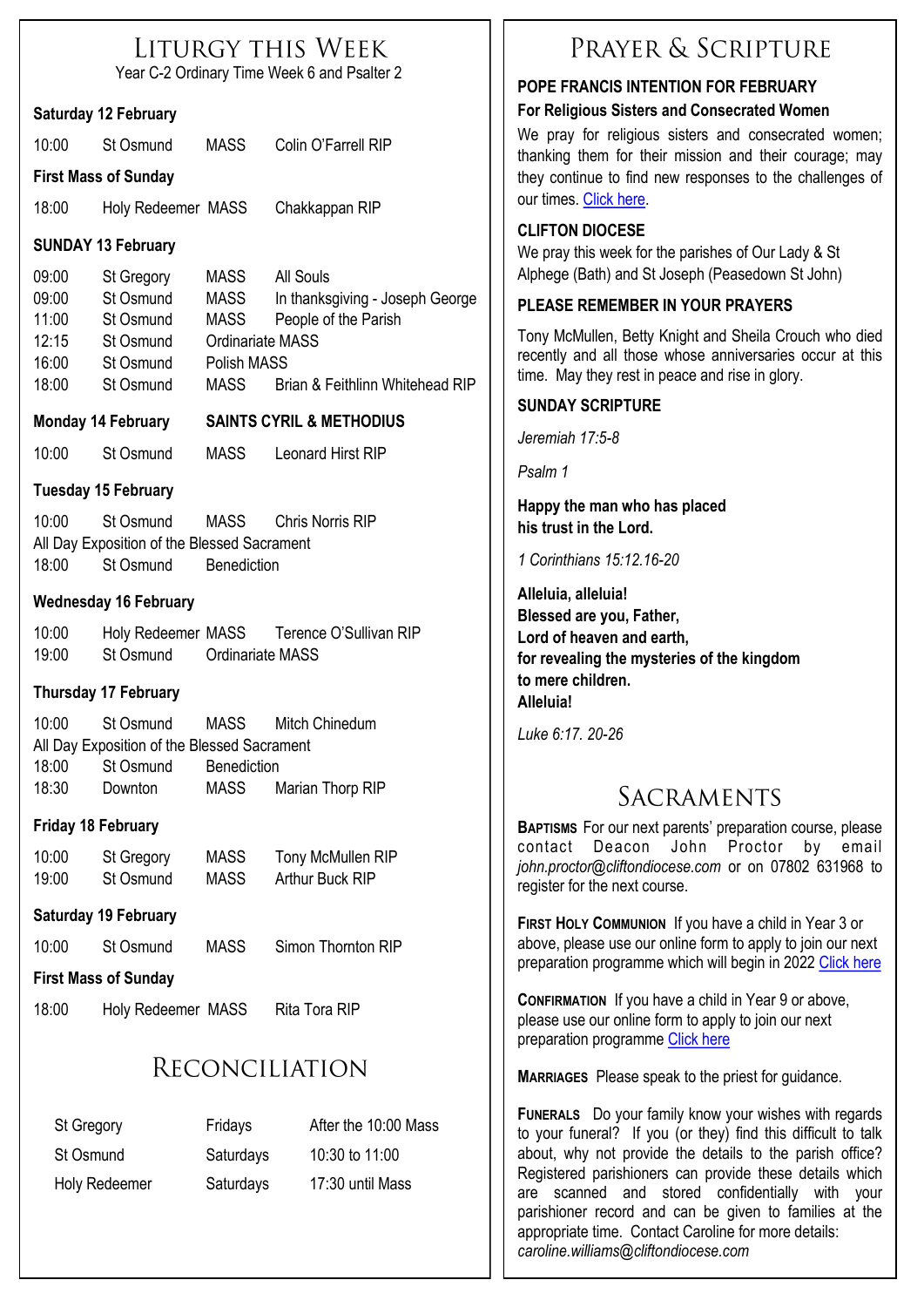# Liturgy this Week

Year C-2 Ordinary Time Week 6 and Psalter 2

**Saturday 12 February**

| | | | |
|---|---|---|---|
| 10:00 | St Osmund | MASS | Colin O'Farrell RIP |

**First Mass of Sunday**

| | | | |
|---|---|---|---|
| 18:00 | Holy Redeemer | MASS | Chakkappan RIP |

**SUNDAY 13 February**

| | | | |
|---|---|---|---|
| 09:00 | St Gregory | MASS | All Souls |
| 09:00 | St Osmund | MASS | In thanksgiving - Joseph George |
| 11:00 | St Osmund | MASS | People of the Parish |
| 12:15 | St Osmund | Ordinariate MASS | |
| 16:00 | St Osmund | Polish MASS | |
| 18:00 | St Osmund | MASS | Brian & Feithlinn Whitehead RIP |

**Monday 14 February** **SAINTS CYRIL & METHODIUS**

| | | | |
|---|---|---|---|
| 10:00 | St Osmund | MASS | Leonard Hirst RIP |

**Tuesday 15 February**

| | | | |
|---|---|---|---|
| 10:00 | St Osmund | MASS | Chris Norris RIP |
| All Day Exposition of the Blessed Sacrament | | | |
| 18:00 | St Osmund | Benediction | |

**Wednesday 16 February**

| | | | |
|---|---|---|---|
| 10:00 | Holy Redeemer | MASS | Terence O'Sullivan RIP |
| 19:00 | St Osmund | Ordinariate MASS | |

**Thursday 17 February**

| | | | |
|---|---|---|---|
| 10:00 | St Osmund | MASS | Mitch Chinedum |
| All Day Exposition of the Blessed Sacrament | | | |
| 18:00 | St Osmund | Benediction | |
| 18:30 | Downton | MASS | Marian Thorp RIP |

**Friday 18 February**

| | | | |
|---|---|---|---|
| 10:00 | St Gregory | MASS | Tony McMullen RIP |
| 19:00 | St Osmund | MASS | Arthur Buck RIP |

**Saturday 19 February**

| | | | |
|---|---|---|---|
| 10:00 | St Osmund | MASS | Simon Thornton RIP |

**First Mass of Sunday**

| | | | |
|---|---|---|---|
| 18:00 | Holy Redeemer | MASS | Rita Tora RIP |

# Reconciliation

| | | |
|---|---|---|
| St Gregory | Fridays | After the 10:00 Mass |
| St Osmund | Saturdays | 10:30 to 11:00 |
| Holy Redeemer | Saturdays | 17:30 until Mass |

# Prayer & Scripture

**POPE FRANCIS INTENTION FOR FEBRUARY**

**For Religious Sisters and Consecrated Women**

We pray for religious sisters and consecrated women; thanking them for their mission and their courage; may they continue to find new responses to the challenges of our times. Click here.

**CLIFTON DIOCESE**

We pray this week for the parishes of Our Lady & St Alphege (Bath) and St Joseph (Peasedown St John)

**PLEASE REMEMBER IN YOUR PRAYERS**

Tony McMullen, Betty Knight and Sheila Crouch who died recently and all those whose anniversaries occur at this time. May they rest in peace and rise in glory.

**SUNDAY SCRIPTURE**

*Jeremiah 17:5-8*

*Psalm 1*

**Happy the man who has placed his trust in the Lord.**

*1 Corinthians 15:12.16-20*

**Alleluia, alleluia!**
**Blessed are you, Father,**
**Lord of heaven and earth,**
**for revealing the mysteries of the kingdom**
**to mere children.**
**Alleluia!**

*Luke 6:17. 20-26*

# Sacraments

**BAPTISMS** For our next parents' preparation course, please contact Deacon John Proctor by email *john.proctor@cliftondiocese.com* or on 07802 631968 to register for the next course.

**FIRST HOLY COMMUNION** If you have a child in Year 3 or above, please use our online form to apply to join our next preparation programme which will begin in 2022 Click here

**CONFIRMATION** If you have a child in Year 9 or above, please use our online form to apply to join our next preparation programme Click here

**MARRIAGES** Please speak to the priest for guidance.

**FUNERALS** Do your family know your wishes with regards to your funeral? If you (or they) find this difficult to talk about, why not provide the details to the parish office? Registered parishioners can provide these details which are scanned and stored confidentially with your parishioner record and can be given to families at the appropriate time. Contact Caroline for more details: *caroline.williams@cliftondiocese.com*